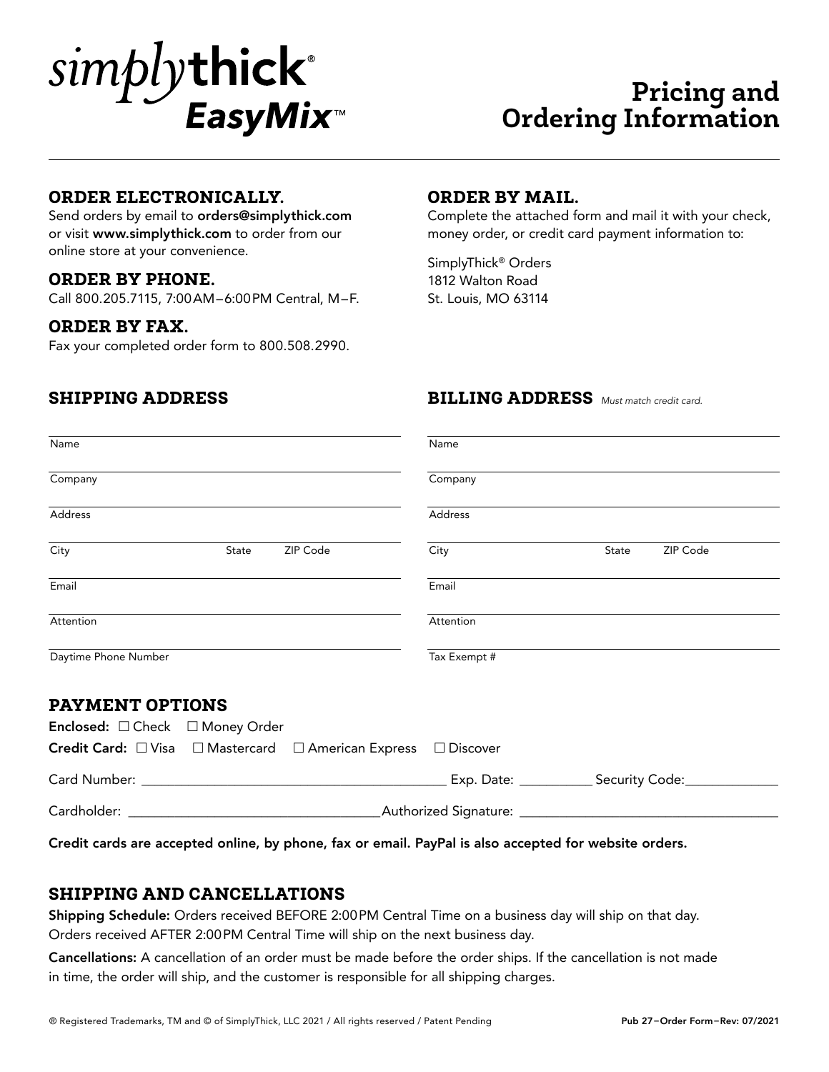# simplythick® EasyMix™

# Pricing and Ordering Information

## ORDER ELECTRONICALLY.

Send orders by email to **orders@simplythick.com** or visit **www.simplythick.com** to order from our online store at your convenience.

## ORDER BY PHONE.

Call 800.205.7115, 7:00AM–6:00PM Central, M–F.

## ORDER BY FAX.

Fax your completed order form to 800.508.2990.

## ORDER BY MAIL.

Complete the attached form and mail it with your check, money order, or credit card payment information to:

SimplyThick® Orders
1812 Walton Road
St. Louis, MO 63114

## SHIPPING ADDRESS

Name ______________________________

Company ______________________________

Address ______________________________

City ______________ State ______ ZIP Code ______

Email ______________________________

Attention ______________________________

Daytime Phone Number ______________________________

## BILLING ADDRESS *Must match credit card.*

Name ______________________________

Company ______________________________

Address ______________________________

City ______________ State ______ ZIP Code ______

Email ______________________________

Attention ______________________________

Tax Exempt # ______________________________

## PAYMENT OPTIONS

**Enclosed:** ☐ Check ☐ Money Order

**Credit Card:** ☐ Visa ☐ Mastercard ☐ American Express ☐ Discover

Card Number: ______________________________ Exp. Date: __________ Security Code: _____________

Cardholder: ______________________________ Authorized Signature: ______________________________

**Credit cards are accepted online, by phone, fax or email. PayPal is also accepted for website orders.**

## SHIPPING AND CANCELLATIONS

**Shipping Schedule:** Orders received BEFORE 2:00PM Central Time on a business day will ship on that day. Orders received AFTER 2:00PM Central Time will ship on the next business day.

**Cancellations:** A cancellation of an order must be made before the order ships. If the cancellation is not made in time, the order will ship, and the customer is responsible for all shipping charges.

® Registered Trademarks, TM and © of SimplyThick, LLC 2021 / All rights reserved / Patent Pending

**Pub 27–Order Form–Rev: 07/2021**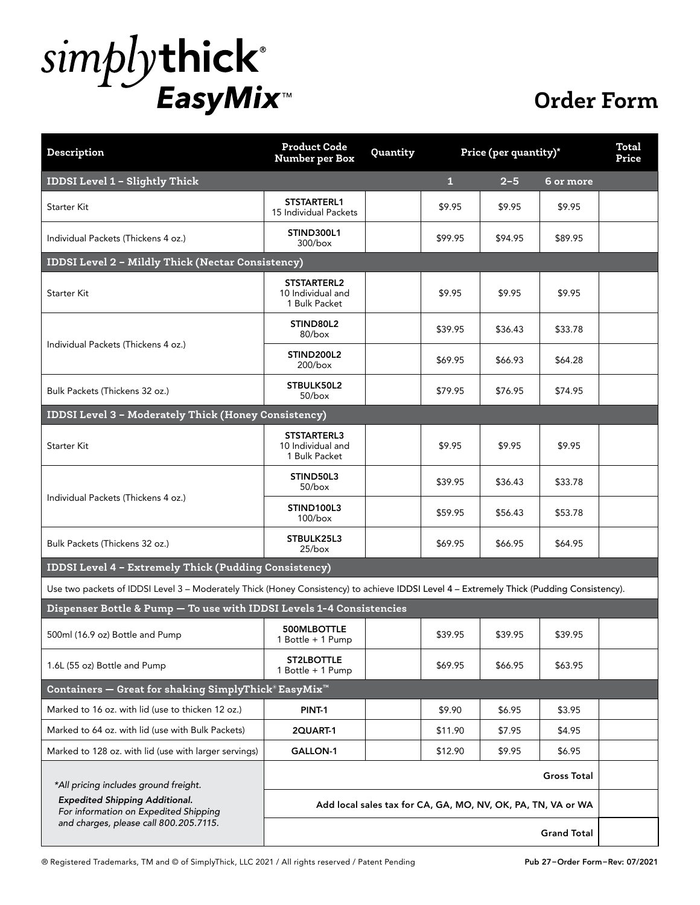# simplythick® EasyMix™

## Order Form

| Description | Product Code Number per Box | Quantity | Price (per quantity)* | | | Total Price |
|---|---|---|---|---|---|---|
| **IDDSI Level 1 – Slightly Thick** | | | **1** | **2–5** | **6 or more** | |
| Starter Kit | **STSTARTERL1** 15 Individual Packets | | $9.95 | $9.95 | $9.95 | |
| Individual Packets (Thickens 4 oz.) | **STIND300L1** 300/box | | $99.95 | $94.95 | $89.95 | |
| **IDDSI Level 2 – Mildly Thick (Nectar Consistency)** | | | | | | |
| Starter Kit | **STSTARTERL2** 10 Individual and 1 Bulk Packet | | $9.95 | $9.95 | $9.95 | |
| Individual Packets (Thickens 4 oz.) | **STIND80L2** 80/box | | $39.95 | $36.43 | $33.78 | |
| | **STIND200L2** 200/box | | $69.95 | $66.93 | $64.28 | |
| Bulk Packets (Thickens 32 oz.) | **STBULK50L2** 50/box | | $79.95 | $76.95 | $74.95 | |
| **IDDSI Level 3 – Moderately Thick (Honey Consistency)** | | | | | | |
| Starter Kit | **STSTARTERL3** 10 Individual and 1 Bulk Packet | | $9.95 | $9.95 | $9.95 | |
| Individual Packets (Thickens 4 oz.) | **STIND50L3** 50/box | | $39.95 | $36.43 | $33.78 | |
| | **STIND100L3** 100/box | | $59.95 | $56.43 | $53.78 | |
| Bulk Packets (Thickens 32 oz.) | **STBULK25L3** 25/box | | $69.95 | $66.95 | $64.95 | |
| **IDDSI Level 4 – Extremely Thick (Pudding Consistency)** | | | | | | |
| Use two packets of IDDSI Level 3 – Moderately Thick (Honey Consistency) to achieve IDDSI Level 4 – Extremely Thick (Pudding Consistency). | | | | | | |
| **Dispenser Bottle & Pump — To use with IDDSI Levels 1-4 Consistencies** | | | | | | |
| 500ml (16.9 oz) Bottle and Pump | **500MLBOTTLE** 1 Bottle + 1 Pump | | $39.95 | $39.95 | $39.95 | |
| 1.6L (55 oz) Bottle and Pump | **ST2LBOTTLE** 1 Bottle + 1 Pump | | $69.95 | $66.95 | $63.95 | |
| **Containers — Great for shaking SimplyThick® EasyMix™** | | | | | | |
| Marked to 16 oz. with lid (use to thicken 12 oz.) | **PINT-1** | | $9.90 | $6.95 | $3.95 | |
| Marked to 64 oz. with lid (use with Bulk Packets) | **2QUART-1** | | $11.90 | $7.95 | $4.95 | |
| Marked to 128 oz. with lid (use with larger servings) | **GALLON-1** | | $12.90 | $9.95 | $6.95 | |
| | | | | | Gross Total | |
| | | | | | Add local sales tax for CA, GA, MO, NV, OK, PA, TN, VA or WA | |
| | | | | | Grand Total | |

*All pricing includes ground freight.

*Expedited Shipping Additional.*
*For information on Expedited Shipping and charges, please call 800.205.7115.*

® Registered Trademarks, TM and © of SimplyThick, LLC 2021 / All rights reserved / Patent Pending

Pub 27–Order Form–Rev: 07/2021